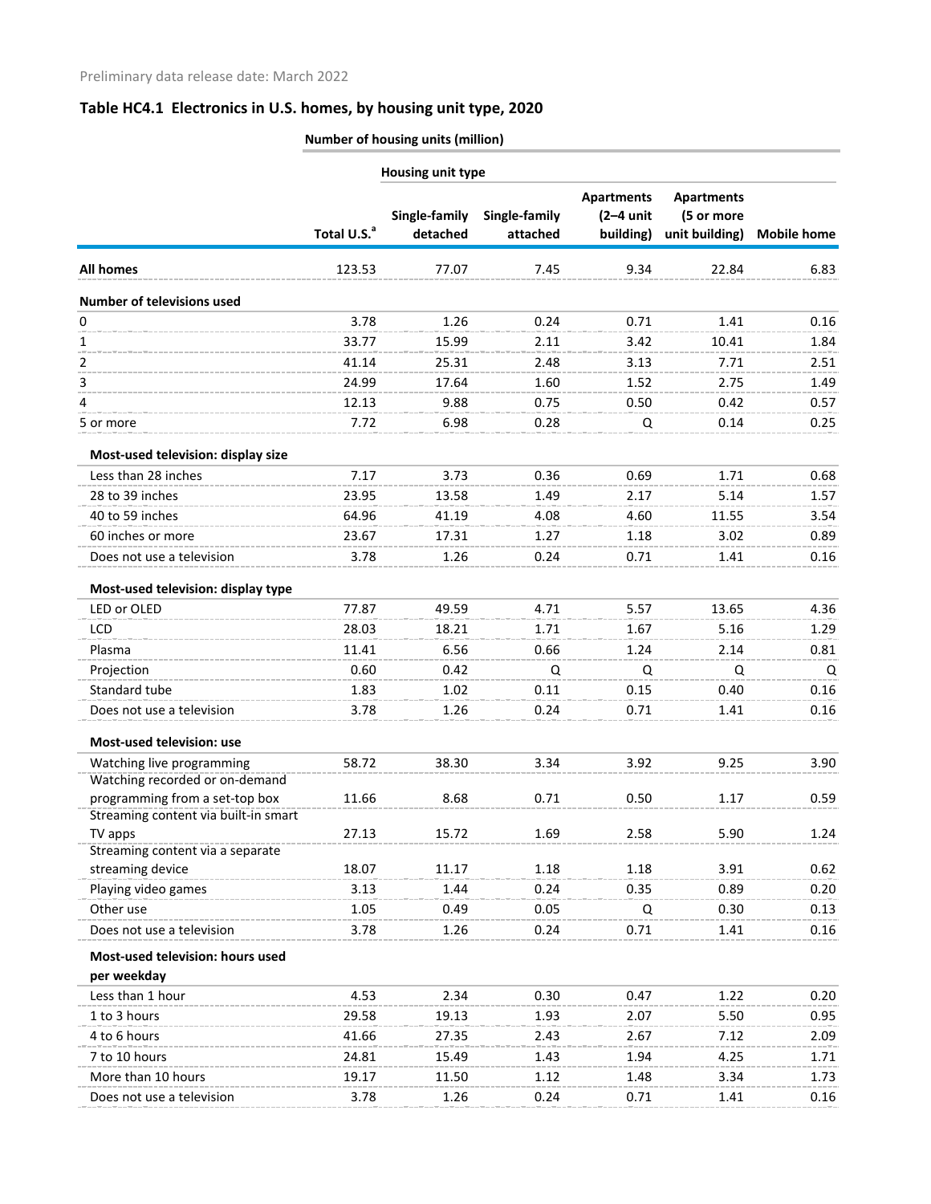Preliminary data release date: March 2022

## Table HC4.1 Electronics in U.S. homes, by housing unit type, 2020

| | Number of housing units (million) | | | | | |
|---|---|---|---|---|---|---|
| | | Housing unit type | | | | |
| | Total U.S.[a] | Single-family detached | Single-family attached | Apartments (2–4 unit building) | Apartments (5 or more unit building) | Mobile home |
| **All homes** | 123.53 | 77.07 | 7.45 | 9.34 | 22.84 | 6.83 |
| **Number of televisions used** | | | | | | |
| 0 | 3.78 | 1.26 | 0.24 | 0.71 | 1.41 | 0.16 |
| 1 | 33.77 | 15.99 | 2.11 | 3.42 | 10.41 | 1.84 |
| 2 | 41.14 | 25.31 | 2.48 | 3.13 | 7.71 | 2.51 |
| 3 | 24.99 | 17.64 | 1.60 | 1.52 | 2.75 | 1.49 |
| 4 | 12.13 | 9.88 | 0.75 | 0.50 | 0.42 | 0.57 |
| 5 or more | 7.72 | 6.98 | 0.28 | Q | 0.14 | 0.25 |
| **Most-used television: display size** | | | | | | |
| Less than 28 inches | 7.17 | 3.73 | 0.36 | 0.69 | 1.71 | 0.68 |
| 28 to 39 inches | 23.95 | 13.58 | 1.49 | 2.17 | 5.14 | 1.57 |
| 40 to 59 inches | 64.96 | 41.19 | 4.08 | 4.60 | 11.55 | 3.54 |
| 60 inches or more | 23.67 | 17.31 | 1.27 | 1.18 | 3.02 | 0.89 |
| Does not use a television | 3.78 | 1.26 | 0.24 | 0.71 | 1.41 | 0.16 |
| **Most-used television: display type** | | | | | | |
| LED or OLED | 77.87 | 49.59 | 4.71 | 5.57 | 13.65 | 4.36 |
| LCD | 28.03 | 18.21 | 1.71 | 1.67 | 5.16 | 1.29 |
| Plasma | 11.41 | 6.56 | 0.66 | 1.24 | 2.14 | 0.81 |
| Projection | 0.60 | 0.42 | Q | Q | Q | Q |
| Standard tube | 1.83 | 1.02 | 0.11 | 0.15 | 0.40 | 0.16 |
| Does not use a television | 3.78 | 1.26 | 0.24 | 0.71 | 1.41 | 0.16 |
| **Most-used television: use** | | | | | | |
| Watching live programming | 58.72 | 38.30 | 3.34 | 3.92 | 9.25 | 3.90 |
| Watching recorded or on-demand programming from a set-top box | 11.66 | 8.68 | 0.71 | 0.50 | 1.17 | 0.59 |
| Streaming content via built-in smart TV apps | 27.13 | 15.72 | 1.69 | 2.58 | 5.90 | 1.24 |
| Streaming content via a separate streaming device | 18.07 | 11.17 | 1.18 | 1.18 | 3.91 | 0.62 |
| Playing video games | 3.13 | 1.44 | 0.24 | 0.35 | 0.89 | 0.20 |
| Other use | 1.05 | 0.49 | 0.05 | Q | 0.30 | 0.13 |
| Does not use a television | 3.78 | 1.26 | 0.24 | 0.71 | 1.41 | 0.16 |
| **Most-used television: hours used per weekday** | | | | | | |
| Less than 1 hour | 4.53 | 2.34 | 0.30 | 0.47 | 1.22 | 0.20 |
| 1 to 3 hours | 29.58 | 19.13 | 1.93 | 2.07 | 5.50 | 0.95 |
| 4 to 6 hours | 41.66 | 27.35 | 2.43 | 2.67 | 7.12 | 2.09 |
| 7 to 10 hours | 24.81 | 15.49 | 1.43 | 1.94 | 4.25 | 1.71 |
| More than 10 hours | 19.17 | 11.50 | 1.12 | 1.48 | 3.34 | 1.73 |
| Does not use a television | 3.78 | 1.26 | 0.24 | 0.71 | 1.41 | 0.16 |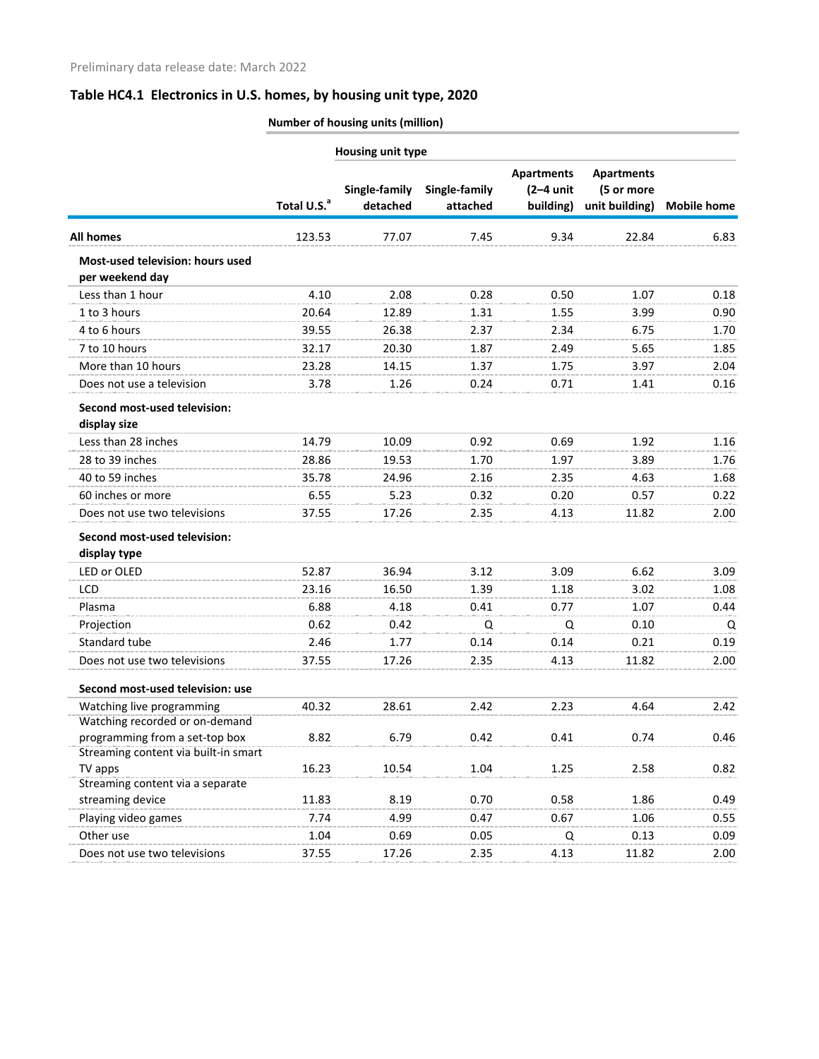Preliminary data release date: March 2022

## Table HC4.1 Electronics in U.S. homes, by housing unit type, 2020

| | Number of housing units (million) | | | | | |
|---|---|---|---|---|---|---|
| | | Housing unit type | | | | |
| | Total U.S.[a] | Single-family detached | Single-family attached | Apartments (2–4 unit building) | Apartments (5 or more unit building) | Mobile home |
| **All homes** | 123.53 | 77.07 | 7.45 | 9.34 | 22.84 | 6.83 |
| **Most-used television: hours used per weekend day** | | | | | | |
| Less than 1 hour | 4.10 | 2.08 | 0.28 | 0.50 | 1.07 | 0.18 |
| 1 to 3 hours | 20.64 | 12.89 | 1.31 | 1.55 | 3.99 | 0.90 |
| 4 to 6 hours | 39.55 | 26.38 | 2.37 | 2.34 | 6.75 | 1.70 |
| 7 to 10 hours | 32.17 | 20.30 | 1.87 | 2.49 | 5.65 | 1.85 |
| More than 10 hours | 23.28 | 14.15 | 1.37 | 1.75 | 3.97 | 2.04 |
| Does not use a television | 3.78 | 1.26 | 0.24 | 0.71 | 1.41 | 0.16 |
| **Second most-used television: display size** | | | | | | |
| Less than 28 inches | 14.79 | 10.09 | 0.92 | 0.69 | 1.92 | 1.16 |
| 28 to 39 inches | 28.86 | 19.53 | 1.70 | 1.97 | 3.89 | 1.76 |
| 40 to 59 inches | 35.78 | 24.96 | 2.16 | 2.35 | 4.63 | 1.68 |
| 60 inches or more | 6.55 | 5.23 | 0.32 | 0.20 | 0.57 | 0.22 |
| Does not use two televisions | 37.55 | 17.26 | 2.35 | 4.13 | 11.82 | 2.00 |
| **Second most-used television: display type** | | | | | | |
| LED or OLED | 52.87 | 36.94 | 3.12 | 3.09 | 6.62 | 3.09 |
| LCD | 23.16 | 16.50 | 1.39 | 1.18 | 3.02 | 1.08 |
| Plasma | 6.88 | 4.18 | 0.41 | 0.77 | 1.07 | 0.44 |
| Projection | 0.62 | 0.42 | Q | Q | 0.10 | Q |
| Standard tube | 2.46 | 1.77 | 0.14 | 0.14 | 0.21 | 0.19 |
| Does not use two televisions | 37.55 | 17.26 | 2.35 | 4.13 | 11.82 | 2.00 |
| **Second most-used television: use** | | | | | | |
| Watching live programming | 40.32 | 28.61 | 2.42 | 2.23 | 4.64 | 2.42 |
| Watching recorded or on-demand programming from a set-top box | 8.82 | 6.79 | 0.42 | 0.41 | 0.74 | 0.46 |
| Streaming content via built-in smart TV apps | 16.23 | 10.54 | 1.04 | 1.25 | 2.58 | 0.82 |
| Streaming content via a separate streaming device | 11.83 | 8.19 | 0.70 | 0.58 | 1.86 | 0.49 |
| Playing video games | 7.74 | 4.99 | 0.47 | 0.67 | 1.06 | 0.55 |
| Other use | 1.04 | 0.69 | 0.05 | Q | 0.13 | 0.09 |
| Does not use two televisions | 37.55 | 17.26 | 2.35 | 4.13 | 11.82 | 2.00 |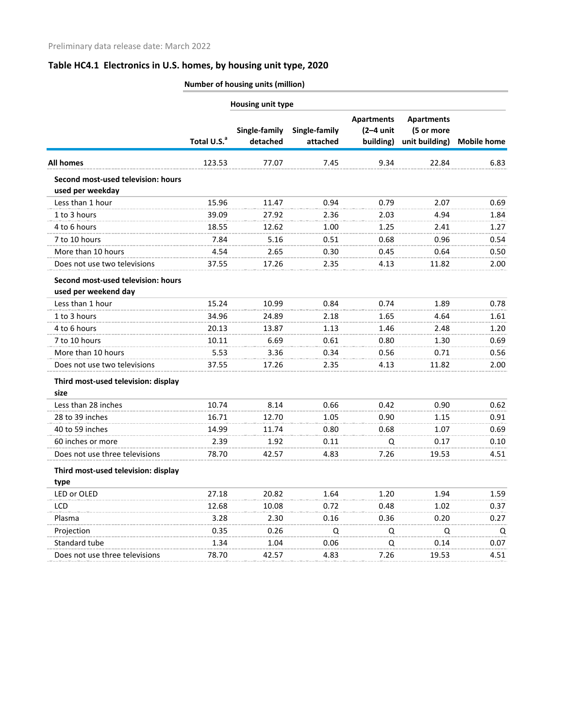Preliminary data release date: March 2022

## Table HC4.1 Electronics in U.S. homes, by housing unit type, 2020

| | Number of housing units (million) | | | | | |
|---|---|---|---|---|---|---|
| | | Housing unit type | | | | |
| | Total U.S.[a] | Single-family detached | Single-family attached | Apartments (2–4 unit building) | Apartments (5 or more unit building) | Mobile home |
| **All homes** | 123.53 | 77.07 | 7.45 | 9.34 | 22.84 | 6.83 |
| **Second most-used television: hours used per weekday** | | | | | | |
| Less than 1 hour | 15.96 | 11.47 | 0.94 | 0.79 | 2.07 | 0.69 |
| 1 to 3 hours | 39.09 | 27.92 | 2.36 | 2.03 | 4.94 | 1.84 |
| 4 to 6 hours | 18.55 | 12.62 | 1.00 | 1.25 | 2.41 | 1.27 |
| 7 to 10 hours | 7.84 | 5.16 | 0.51 | 0.68 | 0.96 | 0.54 |
| More than 10 hours | 4.54 | 2.65 | 0.30 | 0.45 | 0.64 | 0.50 |
| Does not use two televisions | 37.55 | 17.26 | 2.35 | 4.13 | 11.82 | 2.00 |
| **Second most-used television: hours used per weekend day** | | | | | | |
| Less than 1 hour | 15.24 | 10.99 | 0.84 | 0.74 | 1.89 | 0.78 |
| 1 to 3 hours | 34.96 | 24.89 | 2.18 | 1.65 | 4.64 | 1.61 |
| 4 to 6 hours | 20.13 | 13.87 | 1.13 | 1.46 | 2.48 | 1.20 |
| 7 to 10 hours | 10.11 | 6.69 | 0.61 | 0.80 | 1.30 | 0.69 |
| More than 10 hours | 5.53 | 3.36 | 0.34 | 0.56 | 0.71 | 0.56 |
| Does not use two televisions | 37.55 | 17.26 | 2.35 | 4.13 | 11.82 | 2.00 |
| **Third most-used television: display size** | | | | | | |
| Less than 28 inches | 10.74 | 8.14 | 0.66 | 0.42 | 0.90 | 0.62 |
| 28 to 39 inches | 16.71 | 12.70 | 1.05 | 0.90 | 1.15 | 0.91 |
| 40 to 59 inches | 14.99 | 11.74 | 0.80 | 0.68 | 1.07 | 0.69 |
| 60 inches or more | 2.39 | 1.92 | 0.11 | Q | 0.17 | 0.10 |
| Does not use three televisions | 78.70 | 42.57 | 4.83 | 7.26 | 19.53 | 4.51 |
| **Third most-used television: display type** | | | | | | |
| LED or OLED | 27.18 | 20.82 | 1.64 | 1.20 | 1.94 | 1.59 |
| LCD | 12.68 | 10.08 | 0.72 | 0.48 | 1.02 | 0.37 |
| Plasma | 3.28 | 2.30 | 0.16 | 0.36 | 0.20 | 0.27 |
| Projection | 0.35 | 0.26 | Q | Q | Q | Q |
| Standard tube | 1.34 | 1.04 | 0.06 | Q | 0.14 | 0.07 |
| Does not use three televisions | 78.70 | 42.57 | 4.83 | 7.26 | 19.53 | 4.51 |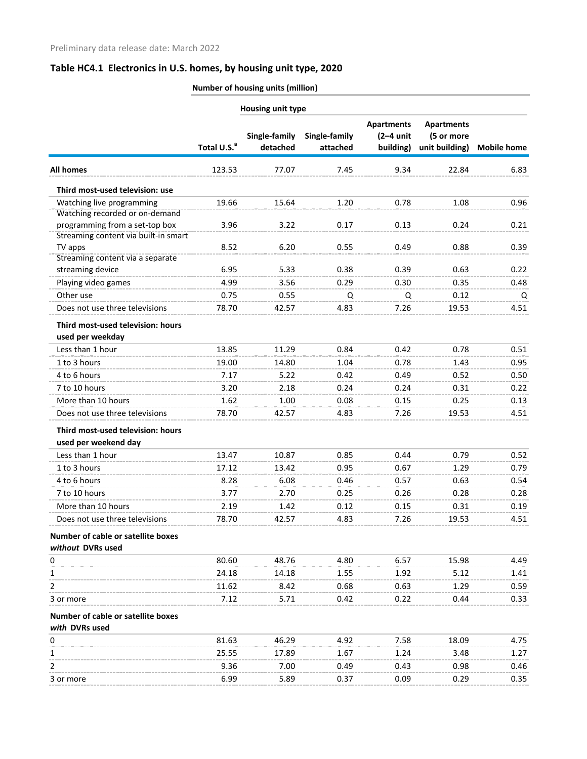Preliminary data release date: March 2022

## Table HC4.1 Electronics in U.S. homes, by housing unit type, 2020

| | Number of housing units (million) | | | | | |
|---|---|---|---|---|---|---|
| | | Housing unit type | | | | |
| | Total U.S.[a] | Single-family detached | Single-family attached | Apartments (2–4 unit building) | Apartments (5 or more unit building) | Mobile home |
| **All homes** | 123.53 | 77.07 | 7.45 | 9.34 | 22.84 | 6.83 |
| **Third most-used television: use** | | | | | | |
| Watching live programming | 19.66 | 15.64 | 1.20 | 0.78 | 1.08 | 0.96 |
| Watching recorded or on-demand programming from a set-top box | 3.96 | 3.22 | 0.17 | 0.13 | 0.24 | 0.21 |
| Streaming content via built-in smart TV apps | 8.52 | 6.20 | 0.55 | 0.49 | 0.88 | 0.39 |
| Streaming content via a separate streaming device | 6.95 | 5.33 | 0.38 | 0.39 | 0.63 | 0.22 |
| Playing video games | 4.99 | 3.56 | 0.29 | 0.30 | 0.35 | 0.48 |
| Other use | 0.75 | 0.55 | Q | Q | 0.12 | Q |
| Does not use three televisions | 78.70 | 42.57 | 4.83 | 7.26 | 19.53 | 4.51 |
| **Third most-used television: hours used per weekday** | | | | | | |
| Less than 1 hour | 13.85 | 11.29 | 0.84 | 0.42 | 0.78 | 0.51 |
| 1 to 3 hours | 19.00 | 14.80 | 1.04 | 0.78 | 1.43 | 0.95 |
| 4 to 6 hours | 7.17 | 5.22 | 0.42 | 0.49 | 0.52 | 0.50 |
| 7 to 10 hours | 3.20 | 2.18 | 0.24 | 0.24 | 0.31 | 0.22 |
| More than 10 hours | 1.62 | 1.00 | 0.08 | 0.15 | 0.25 | 0.13 |
| Does not use three televisions | 78.70 | 42.57 | 4.83 | 7.26 | 19.53 | 4.51 |
| **Third most-used television: hours used per weekend day** | | | | | | |
| Less than 1 hour | 13.47 | 10.87 | 0.85 | 0.44 | 0.79 | 0.52 |
| 1 to 3 hours | 17.12 | 13.42 | 0.95 | 0.67 | 1.29 | 0.79 |
| 4 to 6 hours | 8.28 | 6.08 | 0.46 | 0.57 | 0.63 | 0.54 |
| 7 to 10 hours | 3.77 | 2.70 | 0.25 | 0.26 | 0.28 | 0.28 |
| More than 10 hours | 2.19 | 1.42 | 0.12 | 0.15 | 0.31 | 0.19 |
| Does not use three televisions | 78.70 | 42.57 | 4.83 | 7.26 | 19.53 | 4.51 |
| **Number of cable or satellite boxes *without* DVRs used** | | | | | | |
| 0 | 80.60 | 48.76 | 4.80 | 6.57 | 15.98 | 4.49 |
| 1 | 24.18 | 14.18 | 1.55 | 1.92 | 5.12 | 1.41 |
| 2 | 11.62 | 8.42 | 0.68 | 0.63 | 1.29 | 0.59 |
| 3 or more | 7.12 | 5.71 | 0.42 | 0.22 | 0.44 | 0.33 |
| **Number of cable or satellite boxes *with* DVRs used** | | | | | | |
| 0 | 81.63 | 46.29 | 4.92 | 7.58 | 18.09 | 4.75 |
| 1 | 25.55 | 17.89 | 1.67 | 1.24 | 3.48 | 1.27 |
| 2 | 9.36 | 7.00 | 0.49 | 0.43 | 0.98 | 0.46 |
| 3 or more | 6.99 | 5.89 | 0.37 | 0.09 | 0.29 | 0.35 |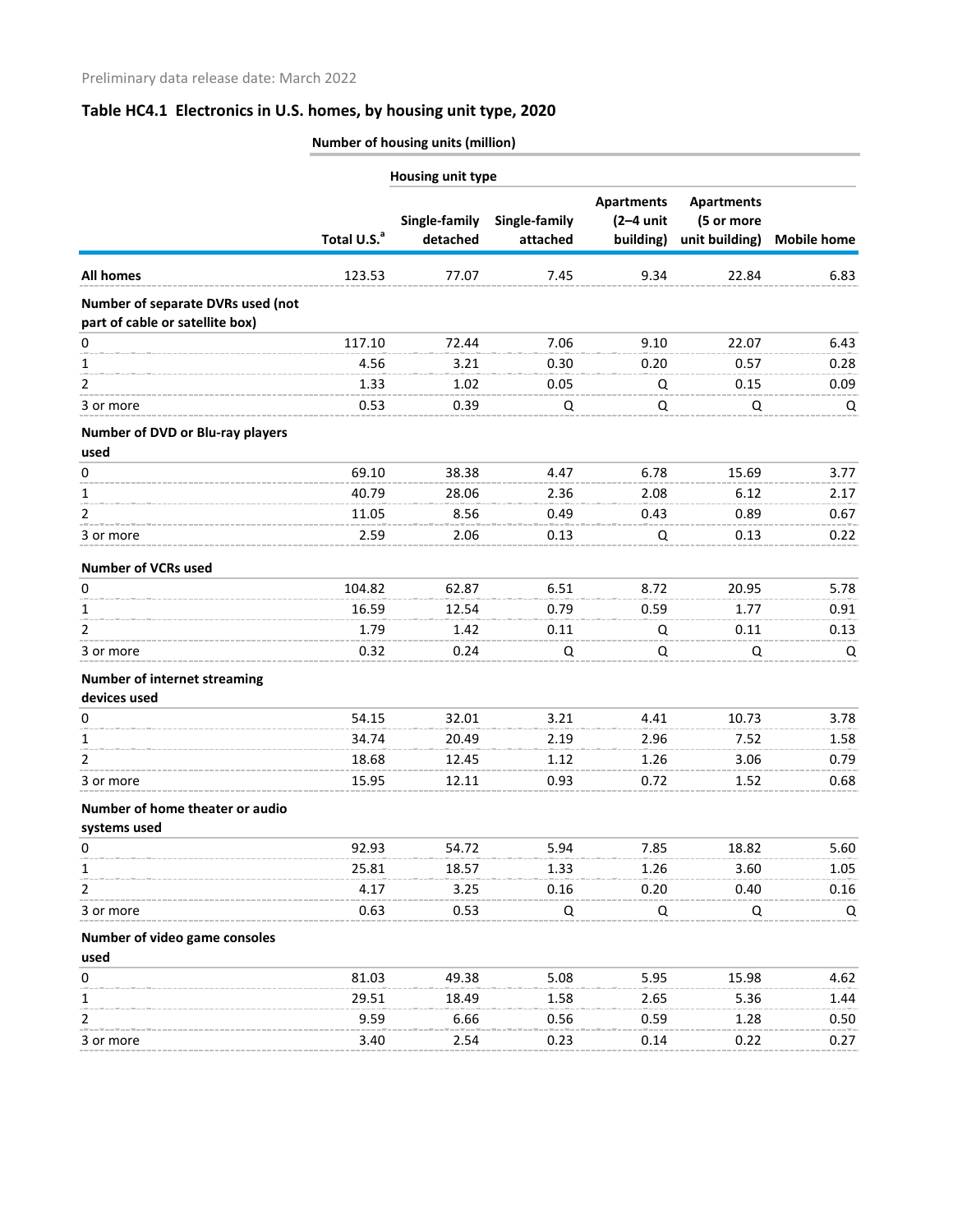Preliminary data release date: March 2022

## Table HC4.1 Electronics in U.S. homes, by housing unit type, 2020

| | Number of housing units (million) | | | | | |
|---|---|---|---|---|---|---|
| | | Housing unit type | | | | |
| | Total U.S.[a] | Single-family detached | Single-family attached | Apartments (2–4 unit building) | Apartments (5 or more unit building) | Mobile home |
| **All homes** | 123.53 | 77.07 | 7.45 | 9.34 | 22.84 | 6.83 |
| **Number of separate DVRs used (not part of cable or satellite box)** | | | | | | |
| 0 | 117.10 | 72.44 | 7.06 | 9.10 | 22.07 | 6.43 |
| 1 | 4.56 | 3.21 | 0.30 | 0.20 | 0.57 | 0.28 |
| 2 | 1.33 | 1.02 | 0.05 | Q | 0.15 | 0.09 |
| 3 or more | 0.53 | 0.39 | Q | Q | Q | Q |
| **Number of DVD or Blu-ray players used** | | | | | | |
| 0 | 69.10 | 38.38 | 4.47 | 6.78 | 15.69 | 3.77 |
| 1 | 40.79 | 28.06 | 2.36 | 2.08 | 6.12 | 2.17 |
| 2 | 11.05 | 8.56 | 0.49 | 0.43 | 0.89 | 0.67 |
| 3 or more | 2.59 | 2.06 | 0.13 | Q | 0.13 | 0.22 |
| **Number of VCRs used** | | | | | | |
| 0 | 104.82 | 62.87 | 6.51 | 8.72 | 20.95 | 5.78 |
| 1 | 16.59 | 12.54 | 0.79 | 0.59 | 1.77 | 0.91 |
| 2 | 1.79 | 1.42 | 0.11 | Q | 0.11 | 0.13 |
| 3 or more | 0.32 | 0.24 | Q | Q | Q | Q |
| **Number of internet streaming devices used** | | | | | | |
| 0 | 54.15 | 32.01 | 3.21 | 4.41 | 10.73 | 3.78 |
| 1 | 34.74 | 20.49 | 2.19 | 2.96 | 7.52 | 1.58 |
| 2 | 18.68 | 12.45 | 1.12 | 1.26 | 3.06 | 0.79 |
| 3 or more | 15.95 | 12.11 | 0.93 | 0.72 | 1.52 | 0.68 |
| **Number of home theater or audio systems used** | | | | | | |
| 0 | 92.93 | 54.72 | 5.94 | 7.85 | 18.82 | 5.60 |
| 1 | 25.81 | 18.57 | 1.33 | 1.26 | 3.60 | 1.05 |
| 2 | 4.17 | 3.25 | 0.16 | 0.20 | 0.40 | 0.16 |
| 3 or more | 0.63 | 0.53 | Q | Q | Q | Q |
| **Number of video game consoles used** | | | | | | |
| 0 | 81.03 | 49.38 | 5.08 | 5.95 | 15.98 | 4.62 |
| 1 | 29.51 | 18.49 | 1.58 | 2.65 | 5.36 | 1.44 |
| 2 | 9.59 | 6.66 | 0.56 | 0.59 | 1.28 | 0.50 |
| 3 or more | 3.40 | 2.54 | 0.23 | 0.14 | 0.22 | 0.27 |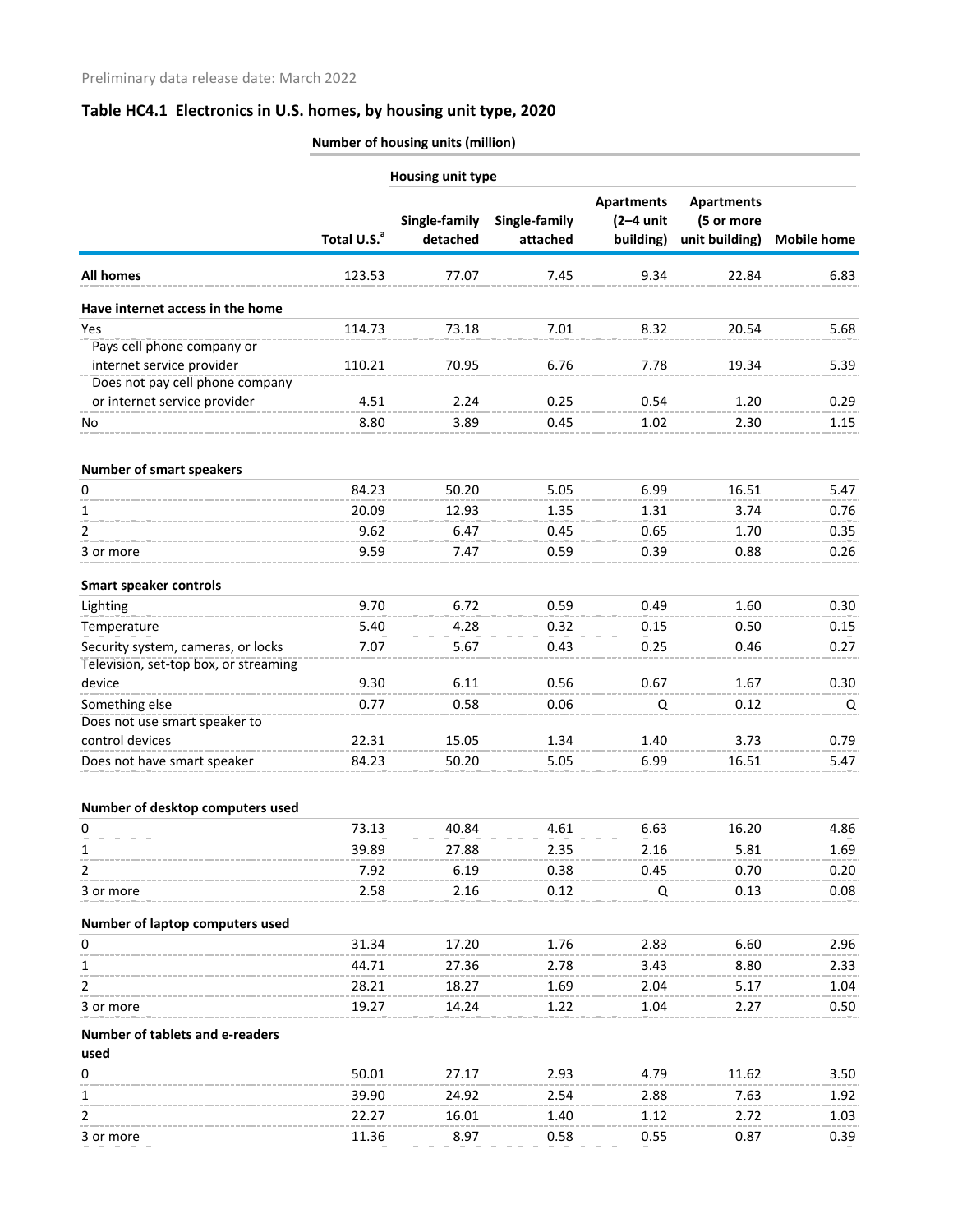Preliminary data release date: March 2022

## Table HC4.1 Electronics in U.S. homes, by housing unit type, 2020

| | Number of housing units (million) | | | | | |
|---|---|---|---|---|---|---|
| | | Housing unit type | | | | |
| | Total U.S.[a] | Single-family detached | Single-family attached | Apartments (2–4 unit building) | Apartments (5 or more unit building) | Mobile home |
| **All homes** | 123.53 | 77.07 | 7.45 | 9.34 | 22.84 | 6.83 |
| **Have internet access in the home** | | | | | | |
| Yes | 114.73 | 73.18 | 7.01 | 8.32 | 20.54 | 5.68 |
| Pays cell phone company or internet service provider | 110.21 | 70.95 | 6.76 | 7.78 | 19.34 | 5.39 |
| Does not pay cell phone company or internet service provider | 4.51 | 2.24 | 0.25 | 0.54 | 1.20 | 0.29 |
| No | 8.80 | 3.89 | 0.45 | 1.02 | 2.30 | 1.15 |
| **Number of smart speakers** | | | | | | |
| 0 | 84.23 | 50.20 | 5.05 | 6.99 | 16.51 | 5.47 |
| 1 | 20.09 | 12.93 | 1.35 | 1.31 | 3.74 | 0.76 |
| 2 | 9.62 | 6.47 | 0.45 | 0.65 | 1.70 | 0.35 |
| 3 or more | 9.59 | 7.47 | 0.59 | 0.39 | 0.88 | 0.26 |
| **Smart speaker controls** | | | | | | |
| Lighting | 9.70 | 6.72 | 0.59 | 0.49 | 1.60 | 0.30 |
| Temperature | 5.40 | 4.28 | 0.32 | 0.15 | 0.50 | 0.15 |
| Security system, cameras, or locks | 7.07 | 5.67 | 0.43 | 0.25 | 0.46 | 0.27 |
| Television, set-top box, or streaming device | 9.30 | 6.11 | 0.56 | 0.67 | 1.67 | 0.30 |
| Something else | 0.77 | 0.58 | 0.06 | Q | 0.12 | Q |
| Does not use smart speaker to control devices | 22.31 | 15.05 | 1.34 | 1.40 | 3.73 | 0.79 |
| Does not have smart speaker | 84.23 | 50.20 | 5.05 | 6.99 | 16.51 | 5.47 |
| **Number of desktop computers used** | | | | | | |
| 0 | 73.13 | 40.84 | 4.61 | 6.63 | 16.20 | 4.86 |
| 1 | 39.89 | 27.88 | 2.35 | 2.16 | 5.81 | 1.69 |
| 2 | 7.92 | 6.19 | 0.38 | 0.45 | 0.70 | 0.20 |
| 3 or more | 2.58 | 2.16 | 0.12 | Q | 0.13 | 0.08 |
| **Number of laptop computers used** | | | | | | |
| 0 | 31.34 | 17.20 | 1.76 | 2.83 | 6.60 | 2.96 |
| 1 | 44.71 | 27.36 | 2.78 | 3.43 | 8.80 | 2.33 |
| 2 | 28.21 | 18.27 | 1.69 | 2.04 | 5.17 | 1.04 |
| 3 or more | 19.27 | 14.24 | 1.22 | 1.04 | 2.27 | 0.50 |
| **Number of tablets and e-readers used** | | | | | | |
| 0 | 50.01 | 27.17 | 2.93 | 4.79 | 11.62 | 3.50 |
| 1 | 39.90 | 24.92 | 2.54 | 2.88 | 7.63 | 1.92 |
| 2 | 22.27 | 16.01 | 1.40 | 1.12 | 2.72 | 1.03 |
| 3 or more | 11.36 | 8.97 | 0.58 | 0.55 | 0.87 | 0.39 |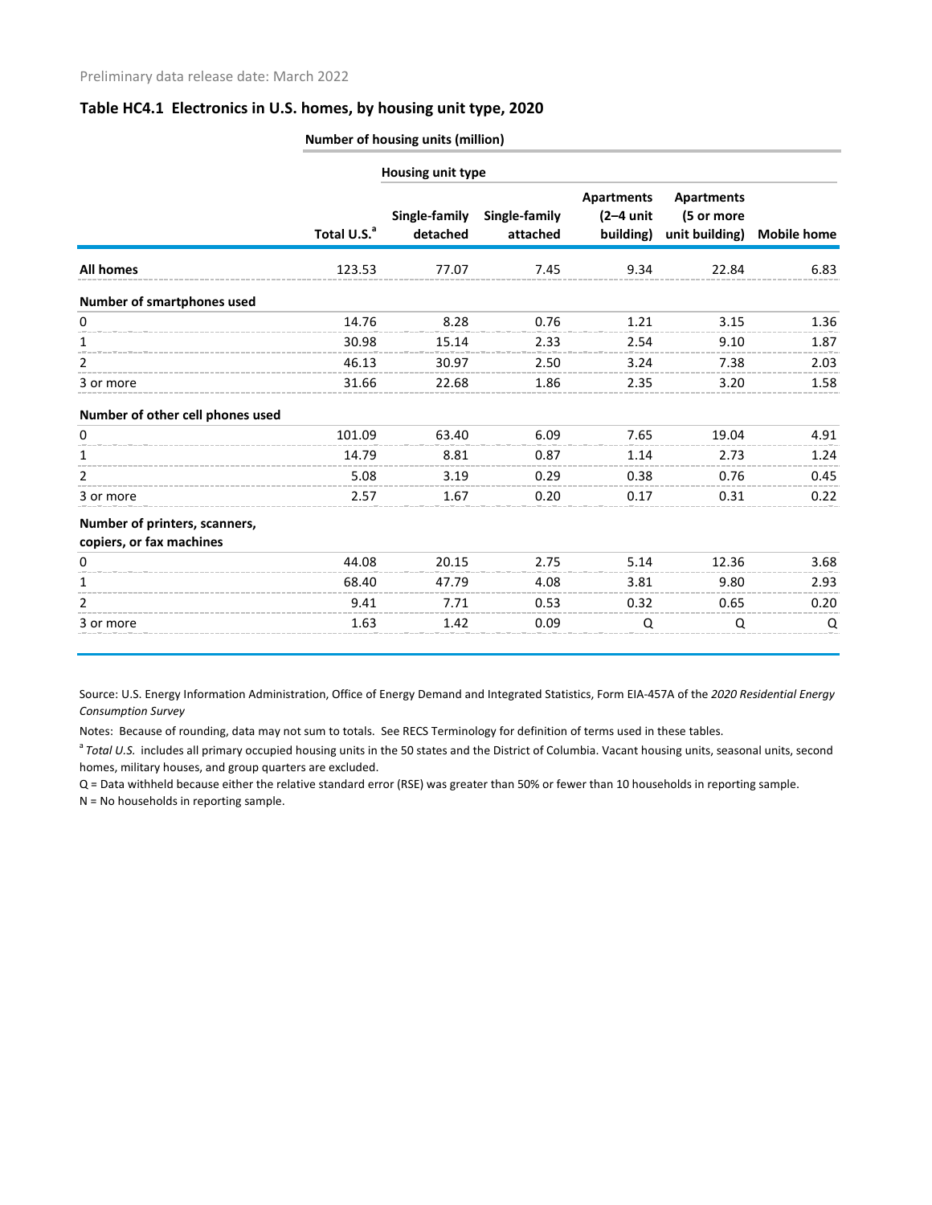Preliminary data release date: March 2022

## Table HC4.1 Electronics in U.S. homes, by housing unit type, 2020

| | Number of housing units (million) | | | | | |
|---|---|---|---|---|---|---|
| | | Housing unit type | | | | |
| | Total U.S.[a] | Single-family detached | Single-family attached | Apartments (2–4 unit building) | Apartments (5 or more unit building) | Mobile home |
| **All homes** | 123.53 | 77.07 | 7.45 | 9.34 | 22.84 | 6.83 |
| **Number of smartphones used** | | | | | | |
| 0 | 14.76 | 8.28 | 0.76 | 1.21 | 3.15 | 1.36 |
| 1 | 30.98 | 15.14 | 2.33 | 2.54 | 9.10 | 1.87 |
| 2 | 46.13 | 30.97 | 2.50 | 3.24 | 7.38 | 2.03 |
| 3 or more | 31.66 | 22.68 | 1.86 | 2.35 | 3.20 | 1.58 |
| **Number of other cell phones used** | | | | | | |
| 0 | 101.09 | 63.40 | 6.09 | 7.65 | 19.04 | 4.91 |
| 1 | 14.79 | 8.81 | 0.87 | 1.14 | 2.73 | 1.24 |
| 2 | 5.08 | 3.19 | 0.29 | 0.38 | 0.76 | 0.45 |
| 3 or more | 2.57 | 1.67 | 0.20 | 0.17 | 0.31 | 0.22 |
| **Number of printers, scanners, copiers, or fax machines** | | | | | | |
| 0 | 44.08 | 20.15 | 2.75 | 5.14 | 12.36 | 3.68 |
| 1 | 68.40 | 47.79 | 4.08 | 3.81 | 9.80 | 2.93 |
| 2 | 9.41 | 7.71 | 0.53 | 0.32 | 0.65 | 0.20 |
| 3 or more | 1.63 | 1.42 | 0.09 | Q | Q | Q |

Source: U.S. Energy Information Administration, Office of Energy Demand and Integrated Statistics, Form EIA-457A of the *2020 Residential Energy Consumption Survey*

Notes: Because of rounding, data may not sum to totals. See RECS Terminology for definition of terms used in these tables.

[a] *Total U.S.* includes all primary occupied housing units in the 50 states and the District of Columbia. Vacant housing units, seasonal units, second homes, military houses, and group quarters are excluded.

Q = Data withheld because either the relative standard error (RSE) was greater than 50% or fewer than 10 households in reporting sample.

N = No households in reporting sample.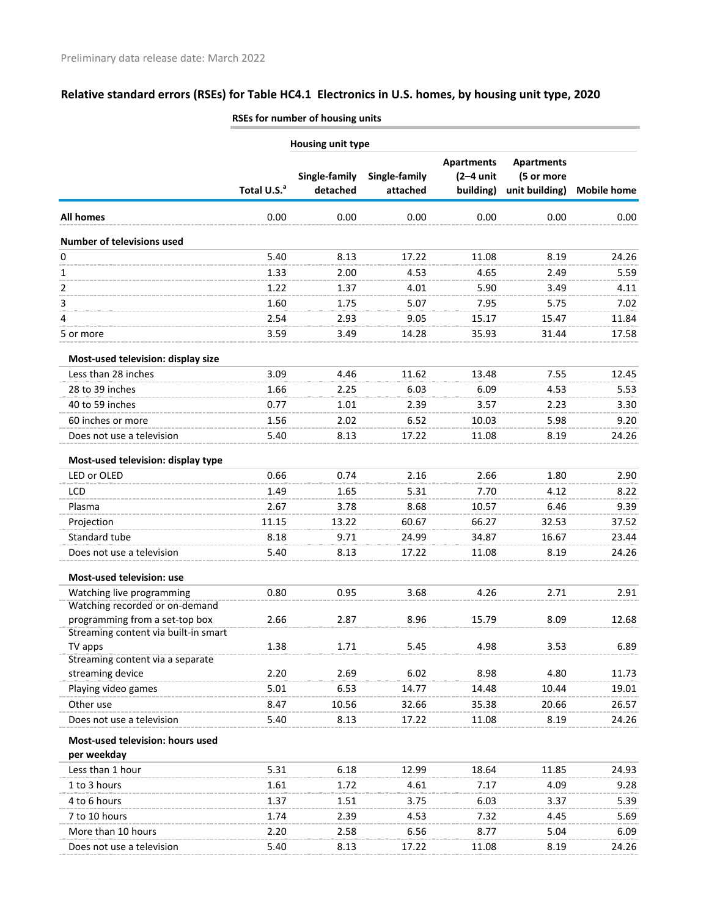Preliminary data release date: March 2022

## Relative standard errors (RSEs) for Table HC4.1 Electronics in U.S. homes, by housing unit type, 2020

| | RSEs for number of housing units | | | | | |
|---|---|---|---|---|---|---|
| | | Housing unit type | | | | |
| | Total U.S.[a] | Single-family detached | Single-family attached | Apartments (2–4 unit building) | Apartments (5 or more unit building) | Mobile home |
| **All homes** | 0.00 | 0.00 | 0.00 | 0.00 | 0.00 | 0.00 |
| **Number of televisions used** | | | | | | |
| 0 | 5.40 | 8.13 | 17.22 | 11.08 | 8.19 | 24.26 |
| 1 | 1.33 | 2.00 | 4.53 | 4.65 | 2.49 | 5.59 |
| 2 | 1.22 | 1.37 | 4.01 | 5.90 | 3.49 | 4.11 |
| 3 | 1.60 | 1.75 | 5.07 | 7.95 | 5.75 | 7.02 |
| 4 | 2.54 | 2.93 | 9.05 | 15.17 | 15.47 | 11.84 |
| 5 or more | 3.59 | 3.49 | 14.28 | 35.93 | 31.44 | 17.58 |
| **Most-used television: display size** | | | | | | |
| Less than 28 inches | 3.09 | 4.46 | 11.62 | 13.48 | 7.55 | 12.45 |
| 28 to 39 inches | 1.66 | 2.25 | 6.03 | 6.09 | 4.53 | 5.53 |
| 40 to 59 inches | 0.77 | 1.01 | 2.39 | 3.57 | 2.23 | 3.30 |
| 60 inches or more | 1.56 | 2.02 | 6.52 | 10.03 | 5.98 | 9.20 |
| Does not use a television | 5.40 | 8.13 | 17.22 | 11.08 | 8.19 | 24.26 |
| **Most-used television: display type** | | | | | | |
| LED or OLED | 0.66 | 0.74 | 2.16 | 2.66 | 1.80 | 2.90 |
| LCD | 1.49 | 1.65 | 5.31 | 7.70 | 4.12 | 8.22 |
| Plasma | 2.67 | 3.78 | 8.68 | 10.57 | 6.46 | 9.39 |
| Projection | 11.15 | 13.22 | 60.67 | 66.27 | 32.53 | 37.52 |
| Standard tube | 8.18 | 9.71 | 24.99 | 34.87 | 16.67 | 23.44 |
| Does not use a television | 5.40 | 8.13 | 17.22 | 11.08 | 8.19 | 24.26 |
| **Most-used television: use** | | | | | | |
| Watching live programming | 0.80 | 0.95 | 3.68 | 4.26 | 2.71 | 2.91 |
| Watching recorded or on-demand programming from a set-top box | 2.66 | 2.87 | 8.96 | 15.79 | 8.09 | 12.68 |
| Streaming content via built-in smart TV apps | 1.38 | 1.71 | 5.45 | 4.98 | 3.53 | 6.89 |
| Streaming content via a separate streaming device | 2.20 | 2.69 | 6.02 | 8.98 | 4.80 | 11.73 |
| Playing video games | 5.01 | 6.53 | 14.77 | 14.48 | 10.44 | 19.01 |
| Other use | 8.47 | 10.56 | 32.66 | 35.38 | 20.66 | 26.57 |
| Does not use a television | 5.40 | 8.13 | 17.22 | 11.08 | 8.19 | 24.26 |
| **Most-used television: hours used per weekday** | | | | | | |
| Less than 1 hour | 5.31 | 6.18 | 12.99 | 18.64 | 11.85 | 24.93 |
| 1 to 3 hours | 1.61 | 1.72 | 4.61 | 7.17 | 4.09 | 9.28 |
| 4 to 6 hours | 1.37 | 1.51 | 3.75 | 6.03 | 3.37 | 5.39 |
| 7 to 10 hours | 1.74 | 2.39 | 4.53 | 7.32 | 4.45 | 5.69 |
| More than 10 hours | 2.20 | 2.58 | 6.56 | 8.77 | 5.04 | 6.09 |
| Does not use a television | 5.40 | 8.13 | 17.22 | 11.08 | 8.19 | 24.26 |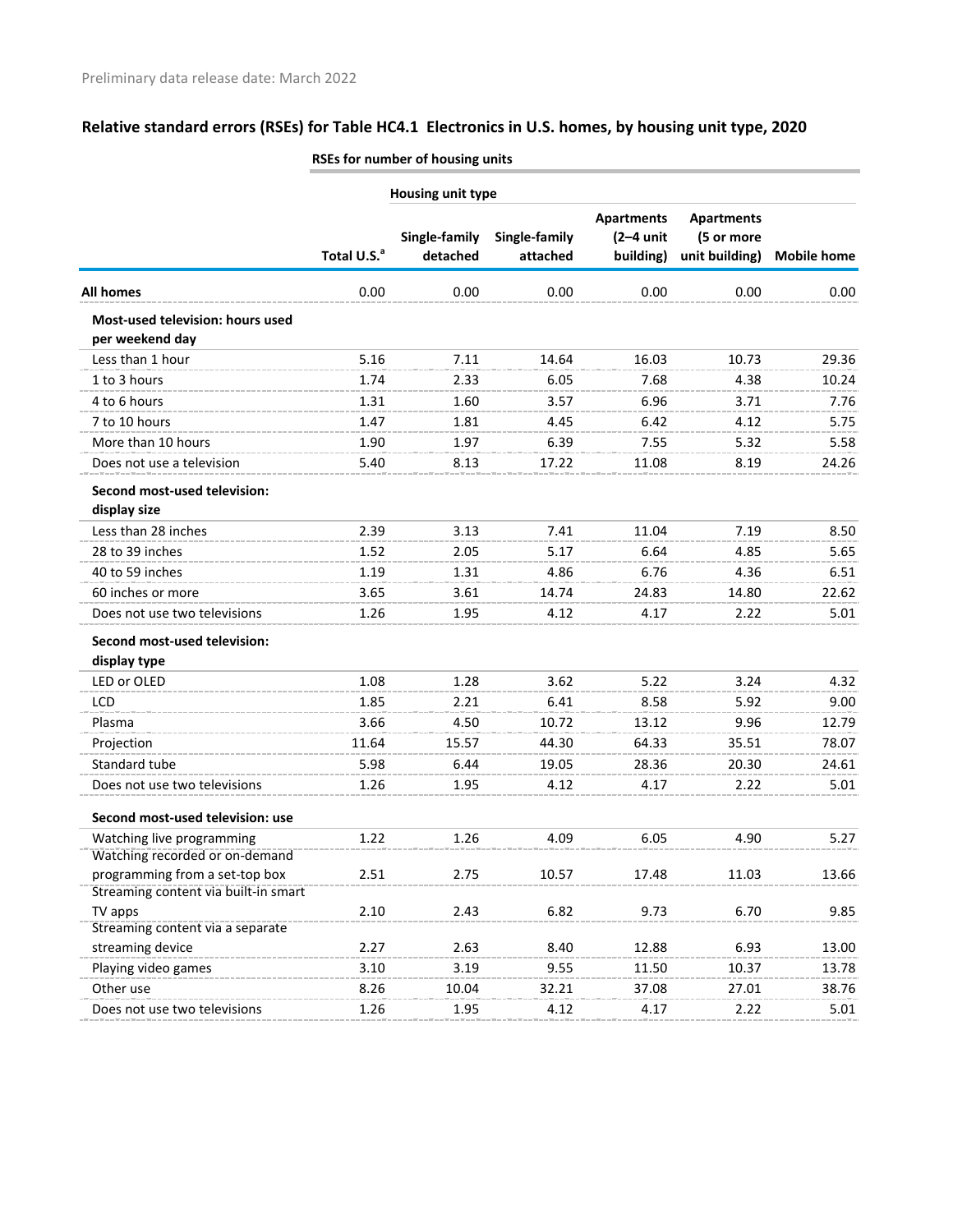Preliminary data release date: March 2022

## Relative standard errors (RSEs) for Table HC4.1 Electronics in U.S. homes, by housing unit type, 2020

| | RSEs for number of housing units | | | | | |
|---|---|---|---|---|---|---|
| | | Housing unit type | | | | |
| | Total U.S.[a] | Single-family detached | Single-family attached | Apartments (2–4 unit building) | Apartments (5 or more unit building) | Mobile home |
| **All homes** | 0.00 | 0.00 | 0.00 | 0.00 | 0.00 | 0.00 |
| **Most-used television: hours used per weekend day** | | | | | | |
| Less than 1 hour | 5.16 | 7.11 | 14.64 | 16.03 | 10.73 | 29.36 |
| 1 to 3 hours | 1.74 | 2.33 | 6.05 | 7.68 | 4.38 | 10.24 |
| 4 to 6 hours | 1.31 | 1.60 | 3.57 | 6.96 | 3.71 | 7.76 |
| 7 to 10 hours | 1.47 | 1.81 | 4.45 | 6.42 | 4.12 | 5.75 |
| More than 10 hours | 1.90 | 1.97 | 6.39 | 7.55 | 5.32 | 5.58 |
| Does not use a television | 5.40 | 8.13 | 17.22 | 11.08 | 8.19 | 24.26 |
| **Second most-used television: display size** | | | | | | |
| Less than 28 inches | 2.39 | 3.13 | 7.41 | 11.04 | 7.19 | 8.50 |
| 28 to 39 inches | 1.52 | 2.05 | 5.17 | 6.64 | 4.85 | 5.65 |
| 40 to 59 inches | 1.19 | 1.31 | 4.86 | 6.76 | 4.36 | 6.51 |
| 60 inches or more | 3.65 | 3.61 | 14.74 | 24.83 | 14.80 | 22.62 |
| Does not use two televisions | 1.26 | 1.95 | 4.12 | 4.17 | 2.22 | 5.01 |
| **Second most-used television: display type** | | | | | | |
| LED or OLED | 1.08 | 1.28 | 3.62 | 5.22 | 3.24 | 4.32 |
| LCD | 1.85 | 2.21 | 6.41 | 8.58 | 5.92 | 9.00 |
| Plasma | 3.66 | 4.50 | 10.72 | 13.12 | 9.96 | 12.79 |
| Projection | 11.64 | 15.57 | 44.30 | 64.33 | 35.51 | 78.07 |
| Standard tube | 5.98 | 6.44 | 19.05 | 28.36 | 20.30 | 24.61 |
| Does not use two televisions | 1.26 | 1.95 | 4.12 | 4.17 | 2.22 | 5.01 |
| **Second most-used television: use** | | | | | | |
| Watching live programming | 1.22 | 1.26 | 4.09 | 6.05 | 4.90 | 5.27 |
| Watching recorded or on-demand programming from a set-top box | 2.51 | 2.75 | 10.57 | 17.48 | 11.03 | 13.66 |
| Streaming content via built-in smart TV apps | 2.10 | 2.43 | 6.82 | 9.73 | 6.70 | 9.85 |
| Streaming content via a separate streaming device | 2.27 | 2.63 | 8.40 | 12.88 | 6.93 | 13.00 |
| Playing video games | 3.10 | 3.19 | 9.55 | 11.50 | 10.37 | 13.78 |
| Other use | 8.26 | 10.04 | 32.21 | 37.08 | 27.01 | 38.76 |
| Does not use two televisions | 1.26 | 1.95 | 4.12 | 4.17 | 2.22 | 5.01 |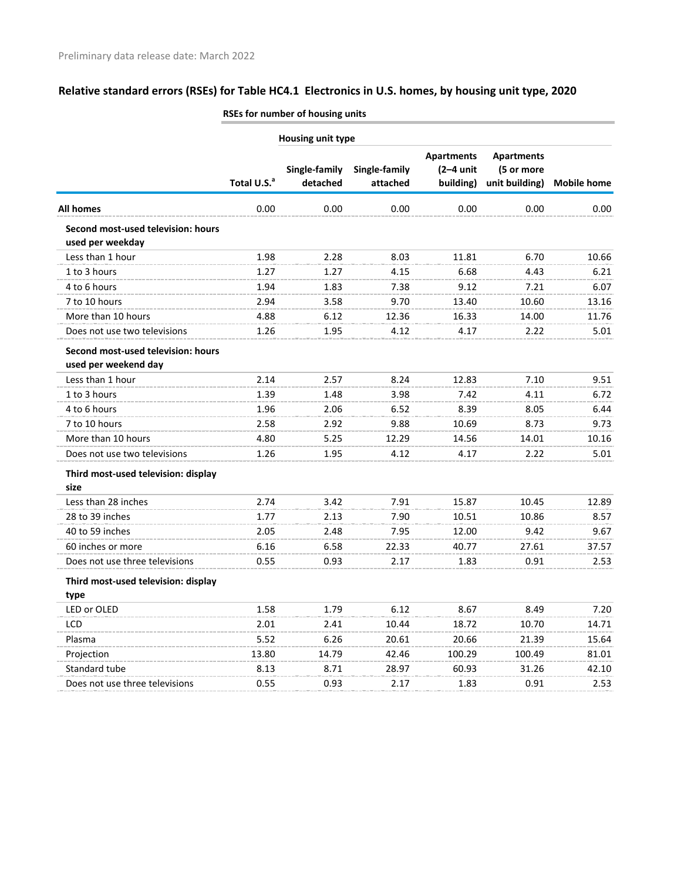Preliminary data release date: March 2022

## Relative standard errors (RSEs) for Table HC4.1 Electronics in U.S. homes, by housing unit type, 2020

| | RSEs for number of housing units | | | | | |
|---|---|---|---|---|---|---|
| | | Housing unit type | | | | |
| | Total U.S.[a] | Single-family detached | Single-family attached | Apartments (2–4 unit building) | Apartments (5 or more unit building) | Mobile home |
| **All homes** | 0.00 | 0.00 | 0.00 | 0.00 | 0.00 | 0.00 |
| **Second most-used television: hours used per weekday** | | | | | | |
| Less than 1 hour | 1.98 | 2.28 | 8.03 | 11.81 | 6.70 | 10.66 |
| 1 to 3 hours | 1.27 | 1.27 | 4.15 | 6.68 | 4.43 | 6.21 |
| 4 to 6 hours | 1.94 | 1.83 | 7.38 | 9.12 | 7.21 | 6.07 |
| 7 to 10 hours | 2.94 | 3.58 | 9.70 | 13.40 | 10.60 | 13.16 |
| More than 10 hours | 4.88 | 6.12 | 12.36 | 16.33 | 14.00 | 11.76 |
| Does not use two televisions | 1.26 | 1.95 | 4.12 | 4.17 | 2.22 | 5.01 |
| **Second most-used television: hours used per weekend day** | | | | | | |
| Less than 1 hour | 2.14 | 2.57 | 8.24 | 12.83 | 7.10 | 9.51 |
| 1 to 3 hours | 1.39 | 1.48 | 3.98 | 7.42 | 4.11 | 6.72 |
| 4 to 6 hours | 1.96 | 2.06 | 6.52 | 8.39 | 8.05 | 6.44 |
| 7 to 10 hours | 2.58 | 2.92 | 9.88 | 10.69 | 8.73 | 9.73 |
| More than 10 hours | 4.80 | 5.25 | 12.29 | 14.56 | 14.01 | 10.16 |
| Does not use two televisions | 1.26 | 1.95 | 4.12 | 4.17 | 2.22 | 5.01 |
| **Third most-used television: display size** | | | | | | |
| Less than 28 inches | 2.74 | 3.42 | 7.91 | 15.87 | 10.45 | 12.89 |
| 28 to 39 inches | 1.77 | 2.13 | 7.90 | 10.51 | 10.86 | 8.57 |
| 40 to 59 inches | 2.05 | 2.48 | 7.95 | 12.00 | 9.42 | 9.67 |
| 60 inches or more | 6.16 | 6.58 | 22.33 | 40.77 | 27.61 | 37.57 |
| Does not use three televisions | 0.55 | 0.93 | 2.17 | 1.83 | 0.91 | 2.53 |
| **Third most-used television: display type** | | | | | | |
| LED or OLED | 1.58 | 1.79 | 6.12 | 8.67 | 8.49 | 7.20 |
| LCD | 2.01 | 2.41 | 10.44 | 18.72 | 10.70 | 14.71 |
| Plasma | 5.52 | 6.26 | 20.61 | 20.66 | 21.39 | 15.64 |
| Projection | 13.80 | 14.79 | 42.46 | 100.29 | 100.49 | 81.01 |
| Standard tube | 8.13 | 8.71 | 28.97 | 60.93 | 31.26 | 42.10 |
| Does not use three televisions | 0.55 | 0.93 | 2.17 | 1.83 | 0.91 | 2.53 |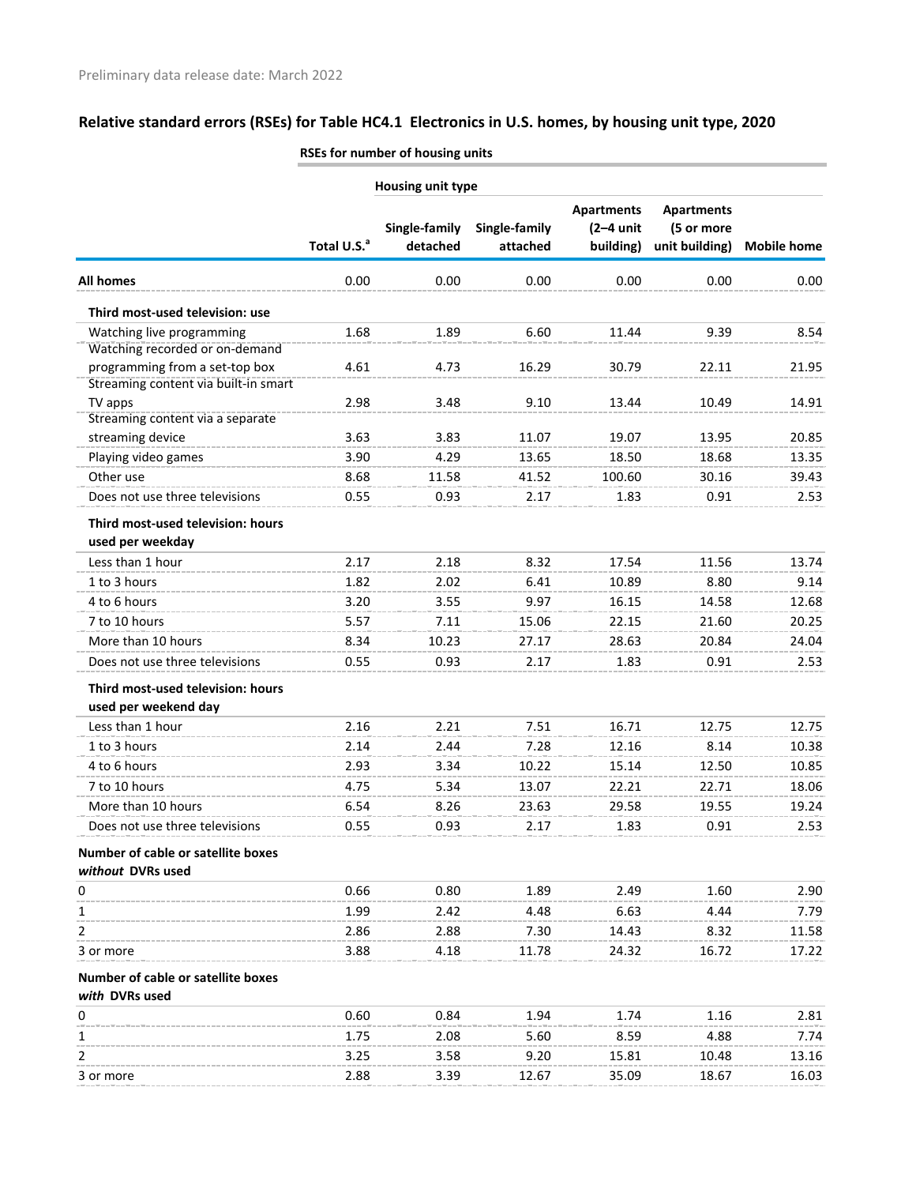Preliminary data release date: March 2022

## Relative standard errors (RSEs) for Table HC4.1 Electronics in U.S. homes, by housing unit type, 2020

| | RSEs for number of housing units | | | | | |
|---|---|---|---|---|---|---|
| | | Housing unit type | | | | |
| | Total U.S.[a] | Single-family detached | Single-family attached | Apartments (2–4 unit building) | Apartments (5 or more unit building) | Mobile home |
| **All homes** | 0.00 | 0.00 | 0.00 | 0.00 | 0.00 | 0.00 |
| **Third most-used television: use** | | | | | | |
| Watching live programming | 1.68 | 1.89 | 6.60 | 11.44 | 9.39 | 8.54 |
| Watching recorded or on-demand programming from a set-top box | 4.61 | 4.73 | 16.29 | 30.79 | 22.11 | 21.95 |
| Streaming content via built-in smart TV apps | 2.98 | 3.48 | 9.10 | 13.44 | 10.49 | 14.91 |
| Streaming content via a separate streaming device | 3.63 | 3.83 | 11.07 | 19.07 | 13.95 | 20.85 |
| Playing video games | 3.90 | 4.29 | 13.65 | 18.50 | 18.68 | 13.35 |
| Other use | 8.68 | 11.58 | 41.52 | 100.60 | 30.16 | 39.43 |
| Does not use three televisions | 0.55 | 0.93 | 2.17 | 1.83 | 0.91 | 2.53 |
| **Third most-used television: hours used per weekday** | | | | | | |
| Less than 1 hour | 2.17 | 2.18 | 8.32 | 17.54 | 11.56 | 13.74 |
| 1 to 3 hours | 1.82 | 2.02 | 6.41 | 10.89 | 8.80 | 9.14 |
| 4 to 6 hours | 3.20 | 3.55 | 9.97 | 16.15 | 14.58 | 12.68 |
| 7 to 10 hours | 5.57 | 7.11 | 15.06 | 22.15 | 21.60 | 20.25 |
| More than 10 hours | 8.34 | 10.23 | 27.17 | 28.63 | 20.84 | 24.04 |
| Does not use three televisions | 0.55 | 0.93 | 2.17 | 1.83 | 0.91 | 2.53 |
| **Third most-used television: hours used per weekend day** | | | | | | |
| Less than 1 hour | 2.16 | 2.21 | 7.51 | 16.71 | 12.75 | 12.75 |
| 1 to 3 hours | 2.14 | 2.44 | 7.28 | 12.16 | 8.14 | 10.38 |
| 4 to 6 hours | 2.93 | 3.34 | 10.22 | 15.14 | 12.50 | 10.85 |
| 7 to 10 hours | 4.75 | 5.34 | 13.07 | 22.21 | 22.71 | 18.06 |
| More than 10 hours | 6.54 | 8.26 | 23.63 | 29.58 | 19.55 | 19.24 |
| Does not use three televisions | 0.55 | 0.93 | 2.17 | 1.83 | 0.91 | 2.53 |
| **Number of cable or satellite boxes *without* DVRs used** | | | | | | |
| 0 | 0.66 | 0.80 | 1.89 | 2.49 | 1.60 | 2.90 |
| 1 | 1.99 | 2.42 | 4.48 | 6.63 | 4.44 | 7.79 |
| 2 | 2.86 | 2.88 | 7.30 | 14.43 | 8.32 | 11.58 |
| 3 or more | 3.88 | 4.18 | 11.78 | 24.32 | 16.72 | 17.22 |
| **Number of cable or satellite boxes *with* DVRs used** | | | | | | |
| 0 | 0.60 | 0.84 | 1.94 | 1.74 | 1.16 | 2.81 |
| 1 | 1.75 | 2.08 | 5.60 | 8.59 | 4.88 | 7.74 |
| 2 | 3.25 | 3.58 | 9.20 | 15.81 | 10.48 | 13.16 |
| 3 or more | 2.88 | 3.39 | 12.67 | 35.09 | 18.67 | 16.03 |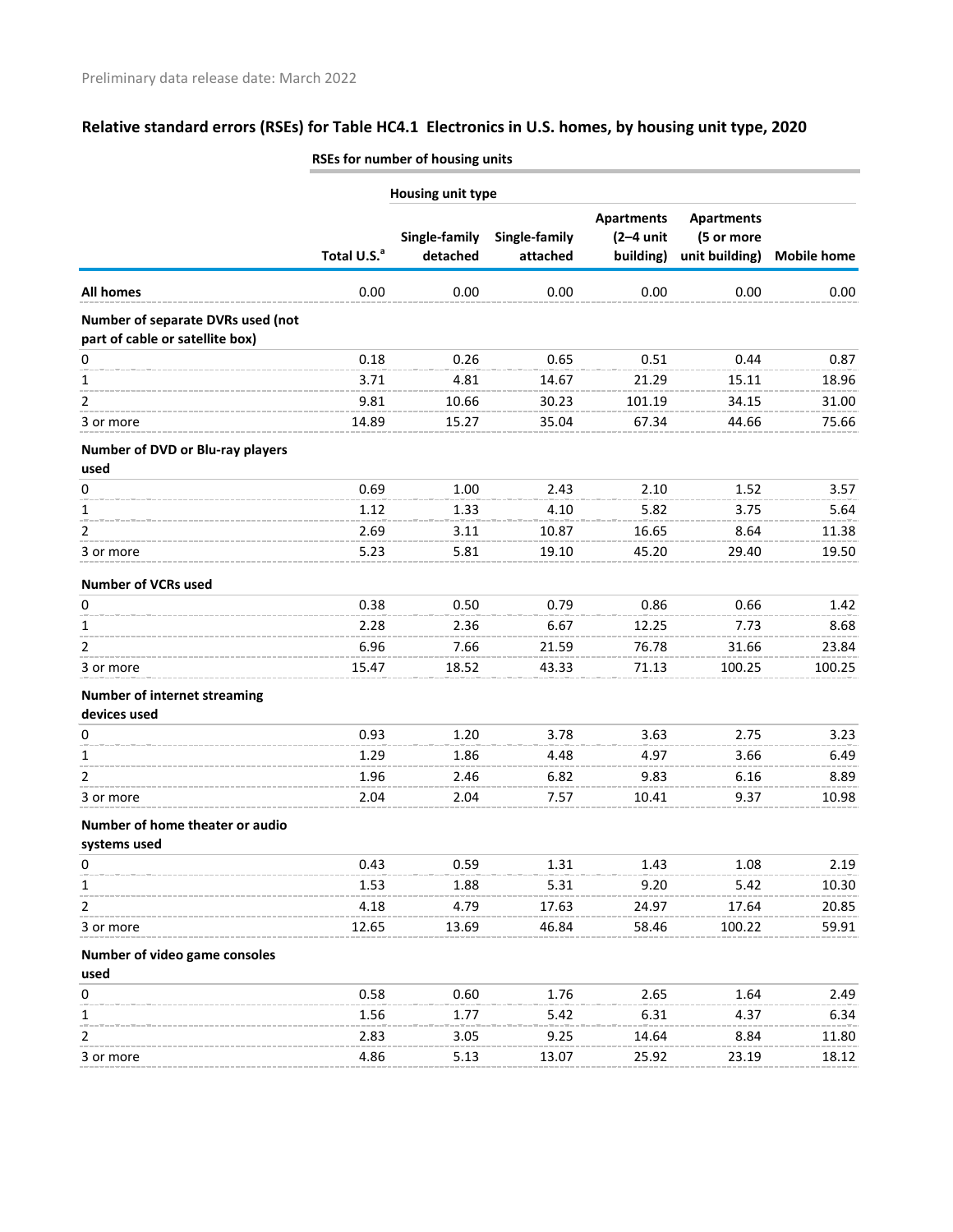Preliminary data release date: March 2022

## Relative standard errors (RSEs) for Table HC4.1 Electronics in U.S. homes, by housing unit type, 2020

| | RSEs for number of housing units | | | | | |
|---|---|---|---|---|---|---|
| | | Housing unit type | | | | |
| | Total U.S.[a] | Single-family detached | Single-family attached | Apartments (2–4 unit building) | Apartments (5 or more unit building) | Mobile home |
| **All homes** | 0.00 | 0.00 | 0.00 | 0.00 | 0.00 | 0.00 |
| **Number of separate DVRs used (not part of cable or satellite box)** | | | | | | |
| 0 | 0.18 | 0.26 | 0.65 | 0.51 | 0.44 | 0.87 |
| 1 | 3.71 | 4.81 | 14.67 | 21.29 | 15.11 | 18.96 |
| 2 | 9.81 | 10.66 | 30.23 | 101.19 | 34.15 | 31.00 |
| 3 or more | 14.89 | 15.27 | 35.04 | 67.34 | 44.66 | 75.66 |
| **Number of DVD or Blu-ray players used** | | | | | | |
| 0 | 0.69 | 1.00 | 2.43 | 2.10 | 1.52 | 3.57 |
| 1 | 1.12 | 1.33 | 4.10 | 5.82 | 3.75 | 5.64 |
| 2 | 2.69 | 3.11 | 10.87 | 16.65 | 8.64 | 11.38 |
| 3 or more | 5.23 | 5.81 | 19.10 | 45.20 | 29.40 | 19.50 |
| **Number of VCRs used** | | | | | | |
| 0 | 0.38 | 0.50 | 0.79 | 0.86 | 0.66 | 1.42 |
| 1 | 2.28 | 2.36 | 6.67 | 12.25 | 7.73 | 8.68 |
| 2 | 6.96 | 7.66 | 21.59 | 76.78 | 31.66 | 23.84 |
| 3 or more | 15.47 | 18.52 | 43.33 | 71.13 | 100.25 | 100.25 |
| **Number of internet streaming devices used** | | | | | | |
| 0 | 0.93 | 1.20 | 3.78 | 3.63 | 2.75 | 3.23 |
| 1 | 1.29 | 1.86 | 4.48 | 4.97 | 3.66 | 6.49 |
| 2 | 1.96 | 2.46 | 6.82 | 9.83 | 6.16 | 8.89 |
| 3 or more | 2.04 | 2.04 | 7.57 | 10.41 | 9.37 | 10.98 |
| **Number of home theater or audio systems used** | | | | | | |
| 0 | 0.43 | 0.59 | 1.31 | 1.43 | 1.08 | 2.19 |
| 1 | 1.53 | 1.88 | 5.31 | 9.20 | 5.42 | 10.30 |
| 2 | 4.18 | 4.79 | 17.63 | 24.97 | 17.64 | 20.85 |
| 3 or more | 12.65 | 13.69 | 46.84 | 58.46 | 100.22 | 59.91 |
| **Number of video game consoles used** | | | | | | |
| 0 | 0.58 | 0.60 | 1.76 | 2.65 | 1.64 | 2.49 |
| 1 | 1.56 | 1.77 | 5.42 | 6.31 | 4.37 | 6.34 |
| 2 | 2.83 | 3.05 | 9.25 | 14.64 | 8.84 | 11.80 |
| 3 or more | 4.86 | 5.13 | 13.07 | 25.92 | 23.19 | 18.12 |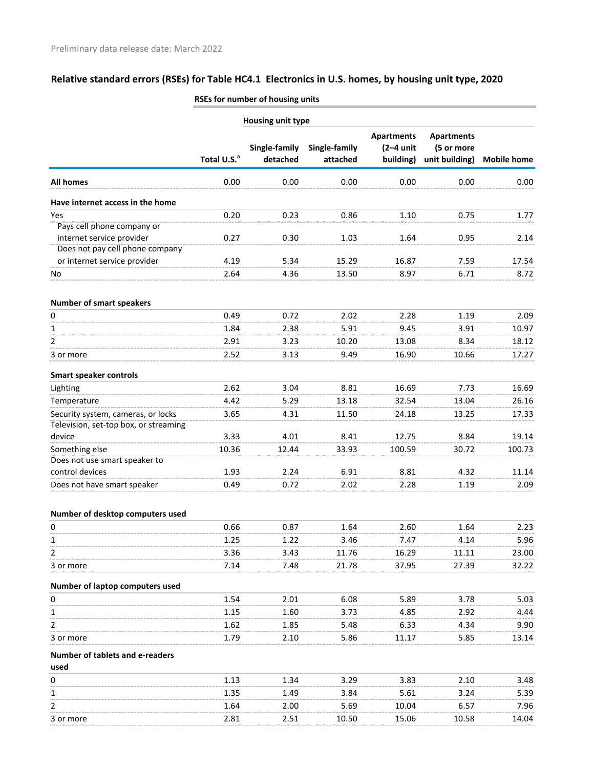Preliminary data release date: March 2022

## Relative standard errors (RSEs) for Table HC4.1 Electronics in U.S. homes, by housing unit type, 2020

| | RSEs for number of housing units | | | | | |
|---|---|---|---|---|---|---|
| | | Housing unit type | | | | |
| | Total U.S.[a] | Single-family detached | Single-family attached | Apartments (2–4 unit building) | Apartments (5 or more unit building) | Mobile home |
| **All homes** | 0.00 | 0.00 | 0.00 | 0.00 | 0.00 | 0.00 |
| **Have internet access in the home** | | | | | | |
| Yes | 0.20 | 0.23 | 0.86 | 1.10 | 0.75 | 1.77 |
| Pays cell phone company or internet service provider | 0.27 | 0.30 | 1.03 | 1.64 | 0.95 | 2.14 |
| Does not pay cell phone company or internet service provider | 4.19 | 5.34 | 15.29 | 16.87 | 7.59 | 17.54 |
| No | 2.64 | 4.36 | 13.50 | 8.97 | 6.71 | 8.72 |
| **Number of smart speakers** | | | | | | |
| 0 | 0.49 | 0.72 | 2.02 | 2.28 | 1.19 | 2.09 |
| 1 | 1.84 | 2.38 | 5.91 | 9.45 | 3.91 | 10.97 |
| 2 | 2.91 | 3.23 | 10.20 | 13.08 | 8.34 | 18.12 |
| 3 or more | 2.52 | 3.13 | 9.49 | 16.90 | 10.66 | 17.27 |
| **Smart speaker controls** | | | | | | |
| Lighting | 2.62 | 3.04 | 8.81 | 16.69 | 7.73 | 16.69 |
| Temperature | 4.42 | 5.29 | 13.18 | 32.54 | 13.04 | 26.16 |
| Security system, cameras, or locks | 3.65 | 4.31 | 11.50 | 24.18 | 13.25 | 17.33 |
| Television, set-top box, or streaming device | 3.33 | 4.01 | 8.41 | 12.75 | 8.84 | 19.14 |
| Something else | 10.36 | 12.44 | 33.93 | 100.59 | 30.72 | 100.73 |
| Does not use smart speaker to control devices | 1.93 | 2.24 | 6.91 | 8.81 | 4.32 | 11.14 |
| Does not have smart speaker | 0.49 | 0.72 | 2.02 | 2.28 | 1.19 | 2.09 |
| **Number of desktop computers used** | | | | | | |
| 0 | 0.66 | 0.87 | 1.64 | 2.60 | 1.64 | 2.23 |
| 1 | 1.25 | 1.22 | 3.46 | 7.47 | 4.14 | 5.96 |
| 2 | 3.36 | 3.43 | 11.76 | 16.29 | 11.11 | 23.00 |
| 3 or more | 7.14 | 7.48 | 21.78 | 37.95 | 27.39 | 32.22 |
| **Number of laptop computers used** | | | | | | |
| 0 | 1.54 | 2.01 | 6.08 | 5.89 | 3.78 | 5.03 |
| 1 | 1.15 | 1.60 | 3.73 | 4.85 | 2.92 | 4.44 |
| 2 | 1.62 | 1.85 | 5.48 | 6.33 | 4.34 | 9.90 |
| 3 or more | 1.79 | 2.10 | 5.86 | 11.17 | 5.85 | 13.14 |
| **Number of tablets and e-readers used** | | | | | | |
| 0 | 1.13 | 1.34 | 3.29 | 3.83 | 2.10 | 3.48 |
| 1 | 1.35 | 1.49 | 3.84 | 5.61 | 3.24 | 5.39 |
| 2 | 1.64 | 2.00 | 5.69 | 10.04 | 6.57 | 7.96 |
| 3 or more | 2.81 | 2.51 | 10.50 | 15.06 | 10.58 | 14.04 |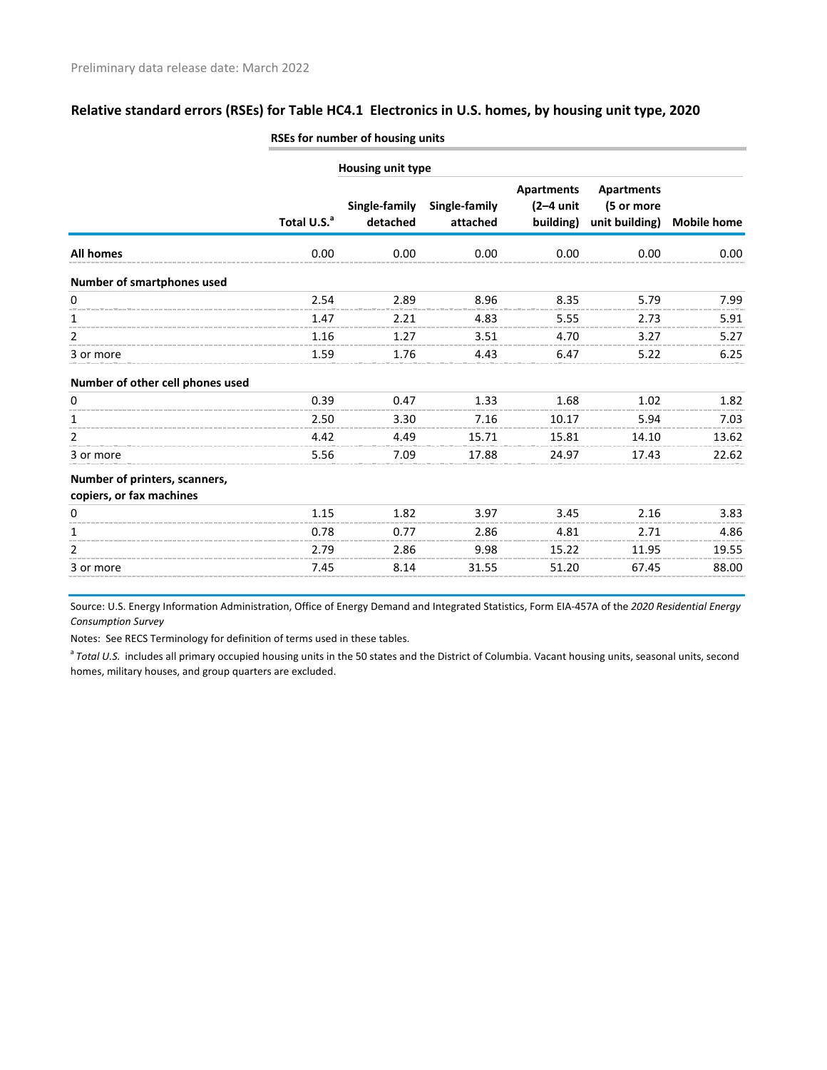Preliminary data release date: March 2022

## Relative standard errors (RSEs) for Table HC4.1 Electronics in U.S. homes, by housing unit type, 2020

| | RSEs for number of housing units | | | | | |
|---|---|---|---|---|---|---|
| | | Housing unit type | | | | |
| | Total U.S.[a] | Single-family detached | Single-family attached | Apartments (2–4 unit building) | Apartments (5 or more unit building) | Mobile home |
| **All homes** | 0.00 | 0.00 | 0.00 | 0.00 | 0.00 | 0.00 |
| **Number of smartphones used** | | | | | | |
| 0 | 2.54 | 2.89 | 8.96 | 8.35 | 5.79 | 7.99 |
| 1 | 1.47 | 2.21 | 4.83 | 5.55 | 2.73 | 5.91 |
| 2 | 1.16 | 1.27 | 3.51 | 4.70 | 3.27 | 5.27 |
| 3 or more | 1.59 | 1.76 | 4.43 | 6.47 | 5.22 | 6.25 |
| **Number of other cell phones used** | | | | | | |
| 0 | 0.39 | 0.47 | 1.33 | 1.68 | 1.02 | 1.82 |
| 1 | 2.50 | 3.30 | 7.16 | 10.17 | 5.94 | 7.03 |
| 2 | 4.42 | 4.49 | 15.71 | 15.81 | 14.10 | 13.62 |
| 3 or more | 5.56 | 7.09 | 17.88 | 24.97 | 17.43 | 22.62 |
| **Number of printers, scanners, copiers, or fax machines** | | | | | | |
| 0 | 1.15 | 1.82 | 3.97 | 3.45 | 2.16 | 3.83 |
| 1 | 0.78 | 0.77 | 2.86 | 4.81 | 2.71 | 4.86 |
| 2 | 2.79 | 2.86 | 9.98 | 15.22 | 11.95 | 19.55 |
| 3 or more | 7.45 | 8.14 | 31.55 | 51.20 | 67.45 | 88.00 |

Source: U.S. Energy Information Administration, Office of Energy Demand and Integrated Statistics, Form EIA-457A of the *2020 Residential Energy Consumption Survey*

Notes: See RECS Terminology for definition of terms used in these tables.

[a] *Total U.S.* includes all primary occupied housing units in the 50 states and the District of Columbia. Vacant housing units, seasonal units, second homes, military houses, and group quarters are excluded.